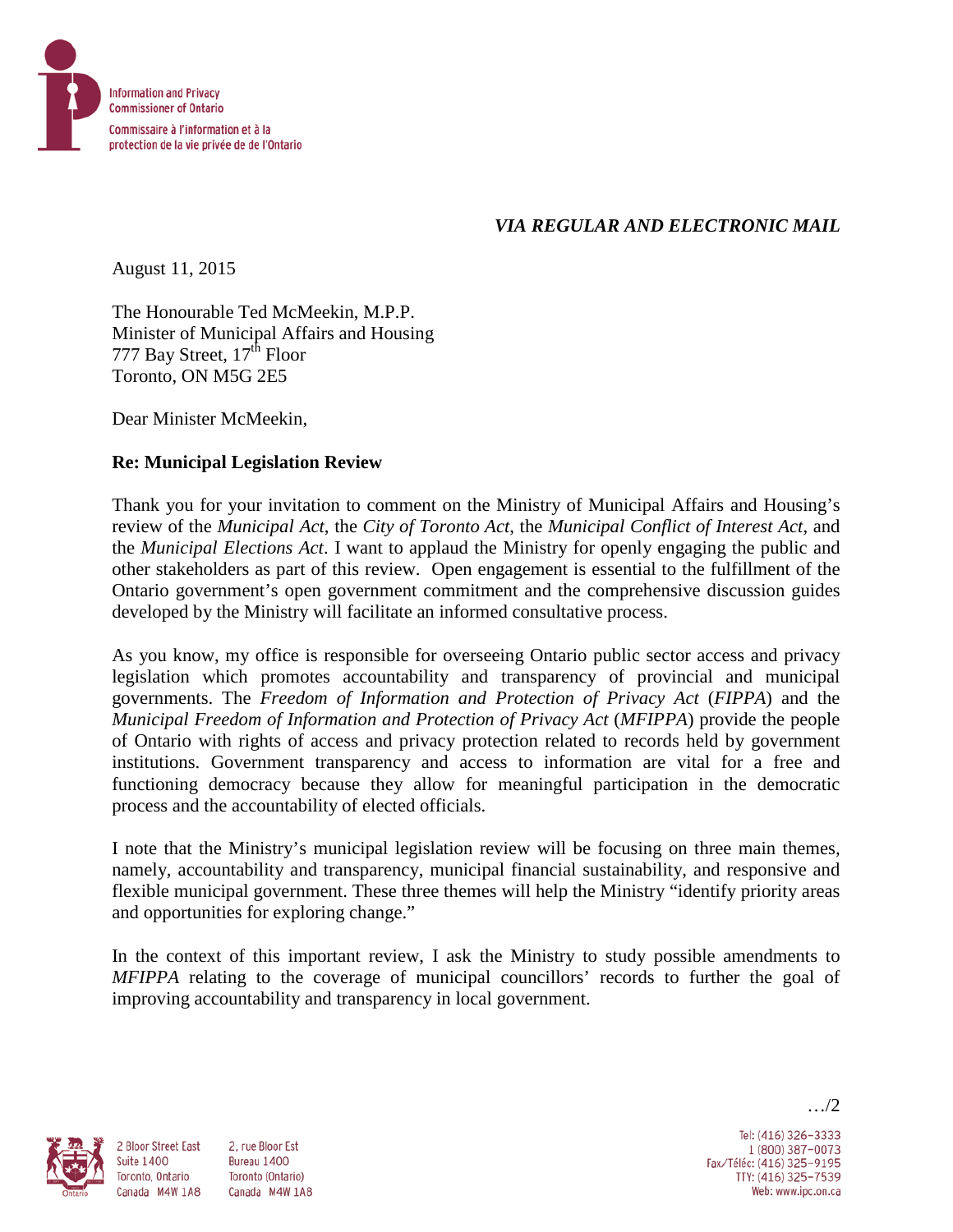Information and Privacy Commissioner of Ontario

Commissaire à l'information et à la protection de la vie privée de de l'Ontario

*VIA REGULAR AND ELECTRONIC MAIL*

August 11, 2015

The Honourable Ted McMeekin, M.P.P.
Minister of Municipal Affairs and Housing
777 Bay Street, 17th Floor
Toronto, ON M5G 2E5

Dear Minister McMeekin,

**Re: Municipal Legislation Review**

Thank you for your invitation to comment on the Ministry of Municipal Affairs and Housing's review of the *Municipal Act*, the *City of Toronto Act*, the *Municipal Conflict of Interest Act*, and the *Municipal Elections Act*. I want to applaud the Ministry for openly engaging the public and other stakeholders as part of this review. Open engagement is essential to the fulfillment of the Ontario government's open government commitment and the comprehensive discussion guides developed by the Ministry will facilitate an informed consultative process.

As you know, my office is responsible for overseeing Ontario public sector access and privacy legislation which promotes accountability and transparency of provincial and municipal governments. The *Freedom of Information and Protection of Privacy Act* (*FIPPA*) and the *Municipal Freedom of Information and Protection of Privacy Act* (*MFIPPA*) provide the people of Ontario with rights of access and privacy protection related to records held by government institutions. Government transparency and access to information are vital for a free and functioning democracy because they allow for meaningful participation in the democratic process and the accountability of elected officials.

I note that the Ministry's municipal legislation review will be focusing on three main themes, namely, accountability and transparency, municipal financial sustainability, and responsive and flexible municipal government. These three themes will help the Ministry "identify priority areas and opportunities for exploring change."

In the context of this important review, I ask the Ministry to study possible amendments to *MFIPPA* relating to the coverage of municipal councillors' records to further the goal of improving accountability and transparency in local government.

…/2

2 Bloor Street East
Suite 1400
Toronto, Ontario
Canada M4W 1A8

2, rue Bloor Est
Bureau 1400
Toronto (Ontario)
Canada M4W 1A8

Tel: (416) 326-3333
1 (800) 387-0073
Fax/Téléc: (416) 325-9195
TTY: (416) 325-7539
Web: www.ipc.on.ca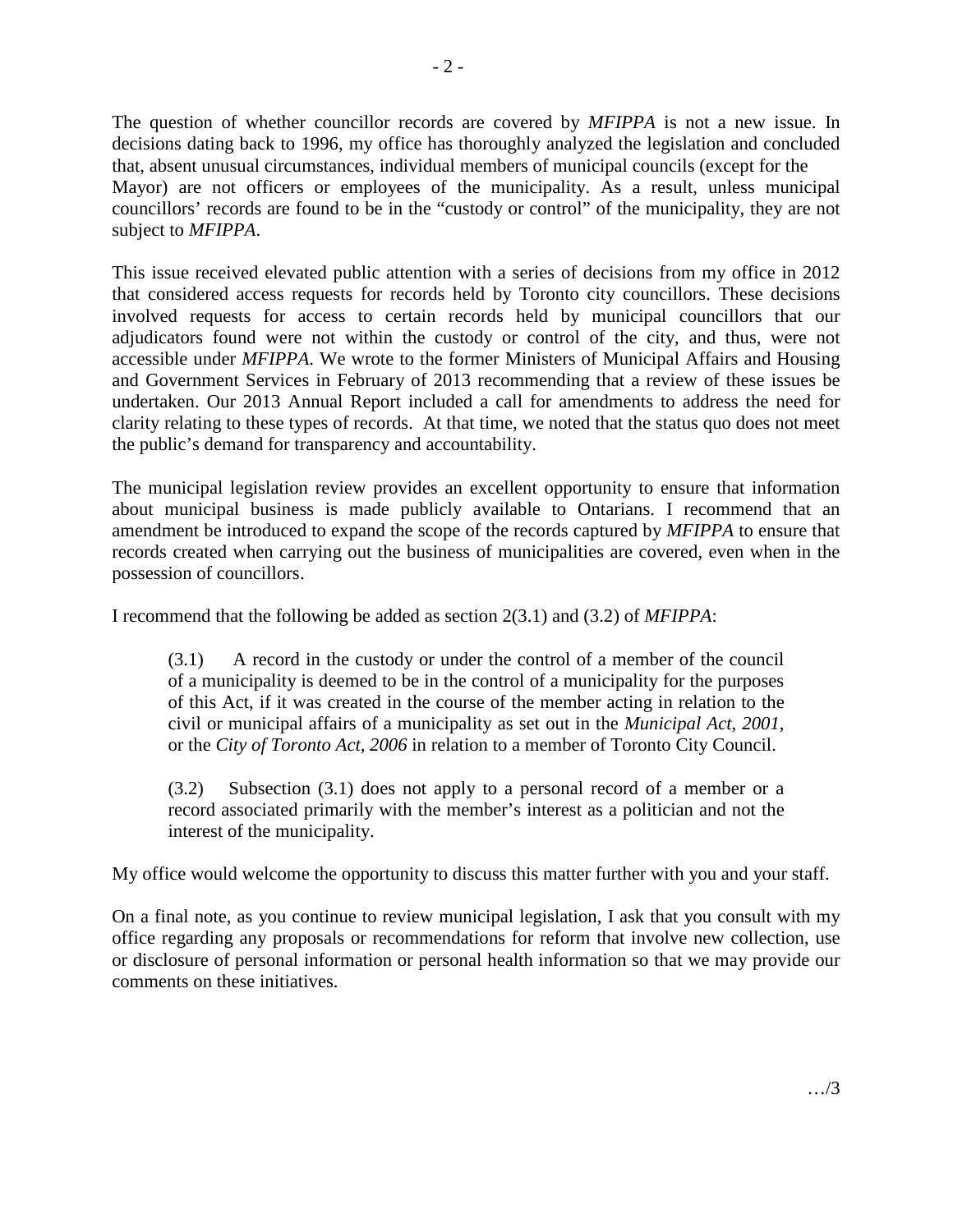The question of whether councillor records are covered by *MFIPPA* is not a new issue. In decisions dating back to 1996, my office has thoroughly analyzed the legislation and concluded that, absent unusual circumstances, individual members of municipal councils (except for the Mayor) are not officers or employees of the municipality. As a result, unless municipal councillors' records are found to be in the "custody or control" of the municipality, they are not subject to *MFIPPA*.

This issue received elevated public attention with a series of decisions from my office in 2012 that considered access requests for records held by Toronto city councillors. These decisions involved requests for access to certain records held by municipal councillors that our adjudicators found were not within the custody or control of the city, and thus, were not accessible under *MFIPPA*. We wrote to the former Ministers of Municipal Affairs and Housing and Government Services in February of 2013 recommending that a review of these issues be undertaken. Our 2013 Annual Report included a call for amendments to address the need for clarity relating to these types of records. At that time, we noted that the status quo does not meet the public's demand for transparency and accountability.

The municipal legislation review provides an excellent opportunity to ensure that information about municipal business is made publicly available to Ontarians. I recommend that an amendment be introduced to expand the scope of the records captured by *MFIPPA* to ensure that records created when carrying out the business of municipalities are covered, even when in the possession of councillors.

I recommend that the following be added as section 2(3.1) and (3.2) of *MFIPPA*:

> (3.1) A record in the custody or under the control of a member of the council of a municipality is deemed to be in the control of a municipality for the purposes of this Act, if it was created in the course of the member acting in relation to the civil or municipal affairs of a municipality as set out in the *Municipal Act, 2001*, or the *City of Toronto Act, 2006* in relation to a member of Toronto City Council.
>
> (3.2) Subsection (3.1) does not apply to a personal record of a member or a record associated primarily with the member's interest as a politician and not the interest of the municipality.

My office would welcome the opportunity to discuss this matter further with you and your staff.

On a final note, as you continue to review municipal legislation, I ask that you consult with my office regarding any proposals or recommendations for reform that involve new collection, use or disclosure of personal information or personal health information so that we may provide our comments on these initiatives.

…/3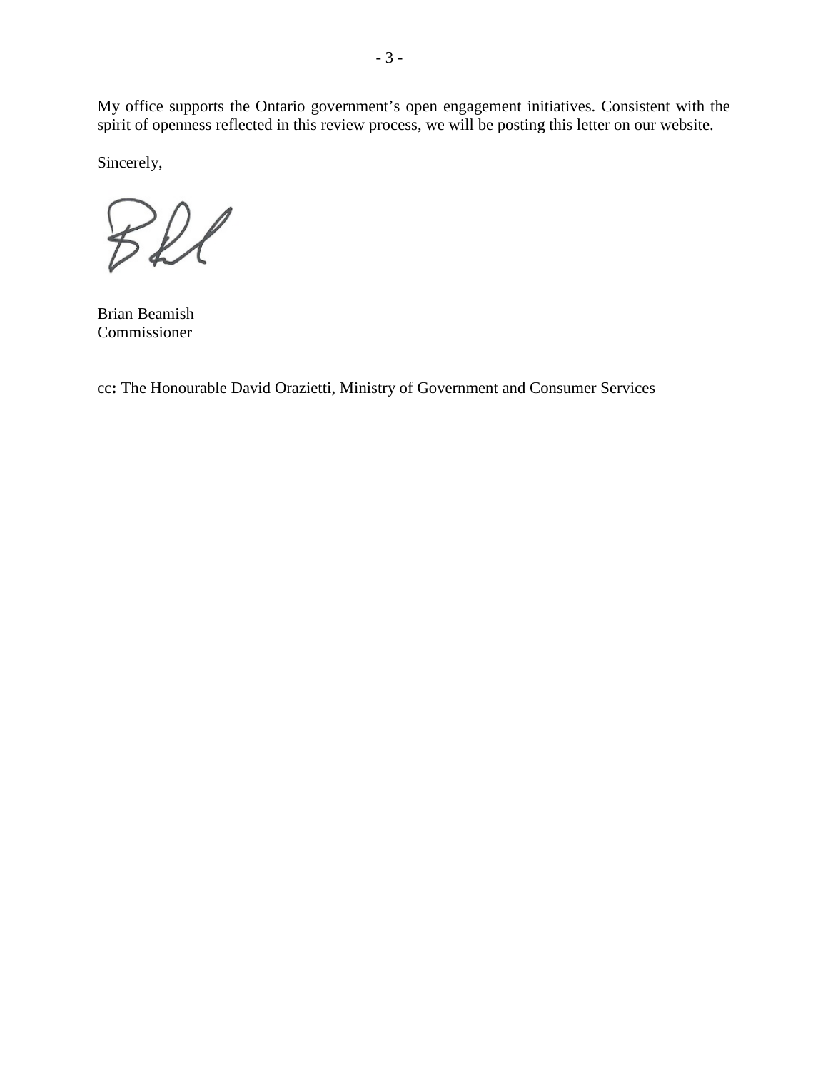My office supports the Ontario government's open engagement initiatives. Consistent with the spirit of openness reflected in this review process, we will be posting this letter on our website.

Sincerely,

Brian Beamish
Commissioner

cc**:** The Honourable David Orazietti, Ministry of Government and Consumer Services